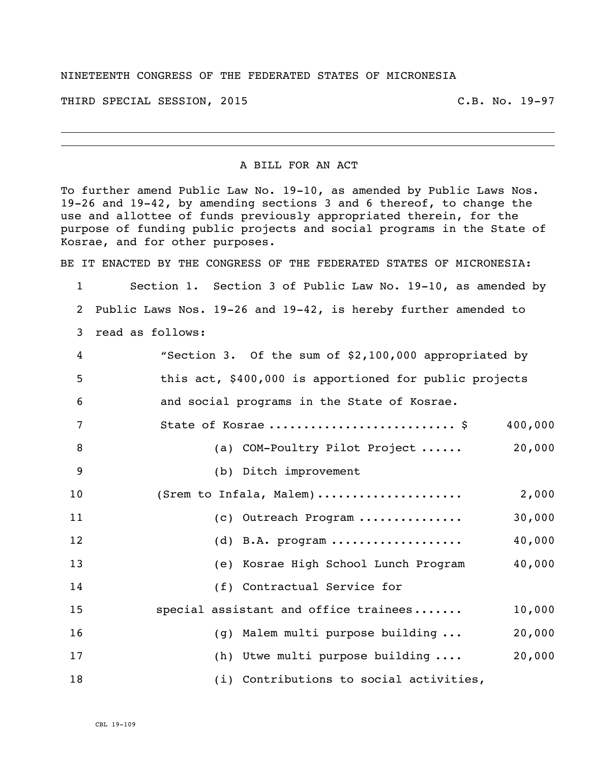NINETEENTH CONGRESS OF THE FEDERATED STATES OF MICRONESIA

THIRD SPECIAL SESSION, 2015 C.B. No. 19-97

---

A BILL FOR AN ACT

To further amend Public Law No. 19-10, as amended by Public Laws Nos. 19-26 and 19-42, by amending sections 3 and 6 thereof, to change the use and allottee of funds previously appropriated therein, for the purpose of funding public projects and social programs in the State of Kosrae, and for other purposes.

BE IT ENACTED BY THE CONGRESS OF THE FEDERATED STATES OF MICRONESIA:

1 Section 1. Section 3 of Public Law No. 19-10, as amended by
2 Public Laws Nos. 19-26 and 19-42, is hereby further amended to
3 read as follows:

4 "Section 3. Of the sum of $2,100,000 appropriated by
5 this act, $400,000 is apportioned for public projects
6 and social programs in the State of Kosrae.

| | | |
|---|---|---|
| 7 | State of Kosrae .......................... $ | 400,000 |
| 8 | (a) COM-Poultry Pilot Project ...... | 20,000 |
| 9 | (b) Ditch improvement | |
| 10 | (Srem to Infala, Malem).................... | 2,000 |
| 11 | (c) Outreach Program ............... | 30,000 |
| 12 | (d) B.A. program ................... | 40,000 |
| 13 | (e) Kosrae High School Lunch Program | 40,000 |
| 14 | (f) Contractual Service for | |
| 15 | special assistant and office trainees....... | 10,000 |
| 16 | (g) Malem multi purpose building ... | 20,000 |
| 17 | (h) Utwe multi purpose building .... | 20,000 |
| 18 | (i) Contributions to social activities, | |

CBL 19-109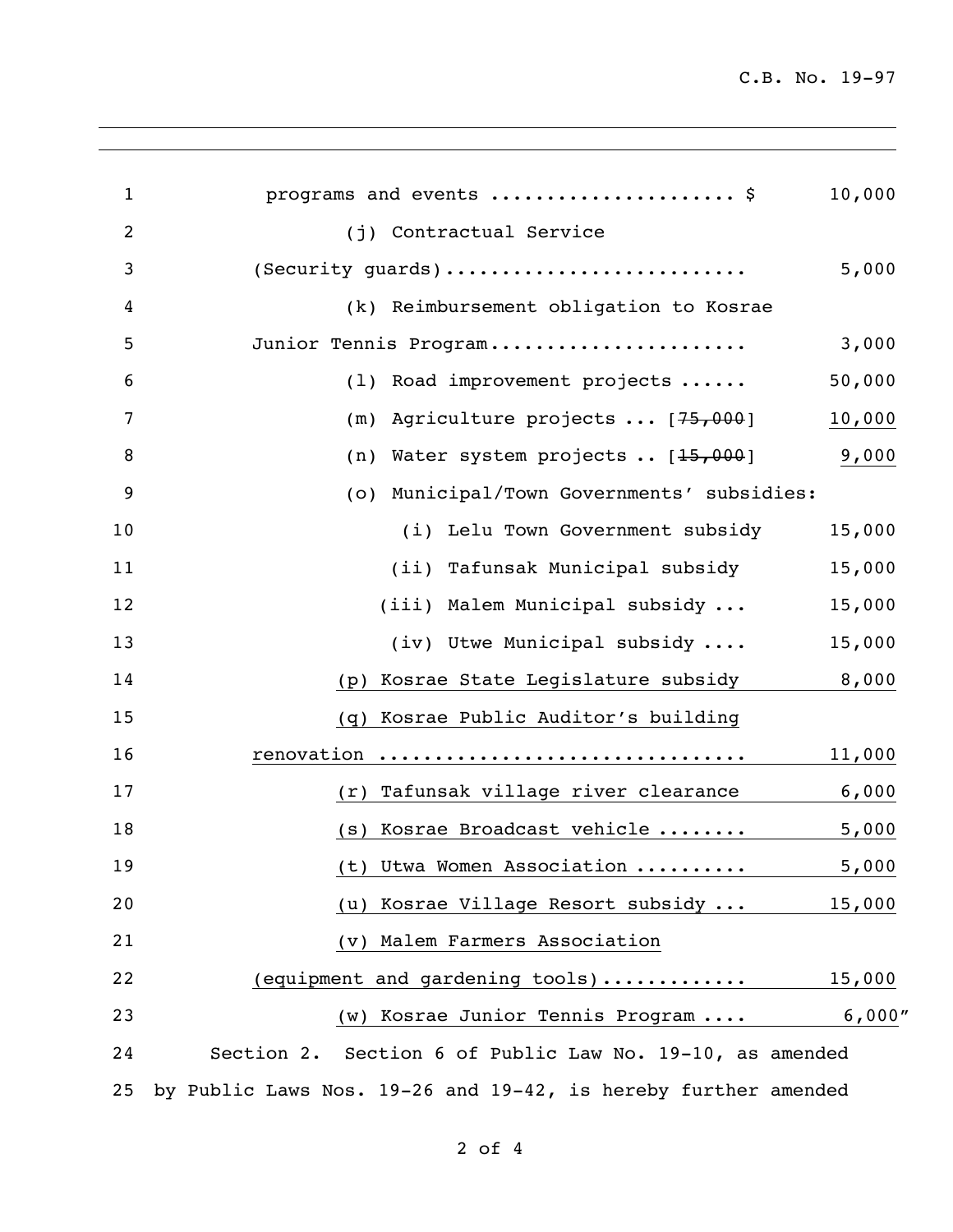programs and events ..................... $ 10,000

(j) Contractual Service (Security guards).......................... 5,000

(k) Reimbursement obligation to Kosrae Junior Tennis Program...................... 3,000

(l) Road improvement projects ...... 50,000

(m) Agriculture projects ... [~~75,000~~] <u>10,000</u>

(n) Water system projects .. [~~15,000~~] <u>9,000</u>

(o) Municipal/Town Governments' subsidies:

(i) Lelu Town Government subsidy 15,000

(ii) Tafunsak Municipal subsidy 15,000

(iii) Malem Municipal subsidy ... 15,000

(iv) Utwe Municipal subsidy .... 15,000

<u>(p) Kosrae State Legislature subsidy 8,000</u>

<u>(q) Kosrae Public Auditor's building renovation ............................... 11,000</u>

<u>(r) Tafunsak village river clearance 6,000</u>

<u>(s) Kosrae Broadcast vehicle ........ 5,000</u>

<u>(t) Utwa Women Association .......... 5,000</u>

<u>(u) Kosrae Village Resort subsidy ... 15,000</u>

<u>(v) Malem Farmers Association (equipment and gardening tools)............ 15,000</u>

<u>(w) Kosrae Junior Tennis Program .... 6,000</u>"

Section 2. Section 6 of Public Law No. 19-10, as amended by Public Laws Nos. 19-26 and 19-42, is hereby further amended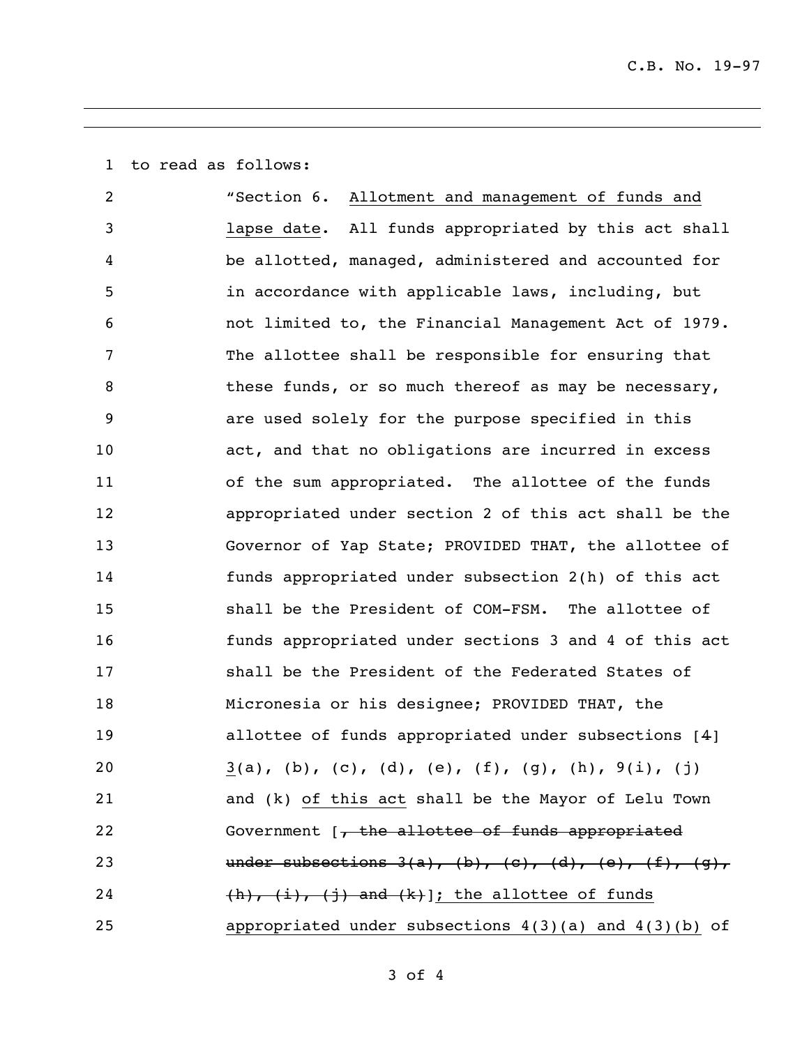to read as follows:

"Section 6. <u>Allotment and management of funds and lapse date</u>. All funds appropriated by this act shall be allotted, managed, administered and accounted for in accordance with applicable laws, including, but not limited to, the Financial Management Act of 1979. The allottee shall be responsible for ensuring that these funds, or so much thereof as may be necessary, are used solely for the purpose specified in this act, and that no obligations are incurred in excess of the sum appropriated. The allottee of the funds appropriated under section 2 of this act shall be the Governor of Yap State; PROVIDED THAT, the allottee of funds appropriated under subsection 2(h) of this act shall be the President of COM-FSM. The allottee of funds appropriated under sections 3 and 4 of this act shall be the President of the Federated States of Micronesia or his designee; PROVIDED THAT, the allottee of funds appropriated under subsections [~~4~~] <u>3</u>(a), (b), (c), (d), (e), (f), (g), (h), 9(i), (j) and (k) <u>of this act</u> shall be the Mayor of Lelu Town Government [~~, the allottee of funds appropriated under subsections 3(a), (b), (c), (d), (e), (f), (g), (h), (i), (j) and (k)~~]<u>; the allottee of funds appropriated under subsections 4(3)(a) and 4(3)(b)</u> of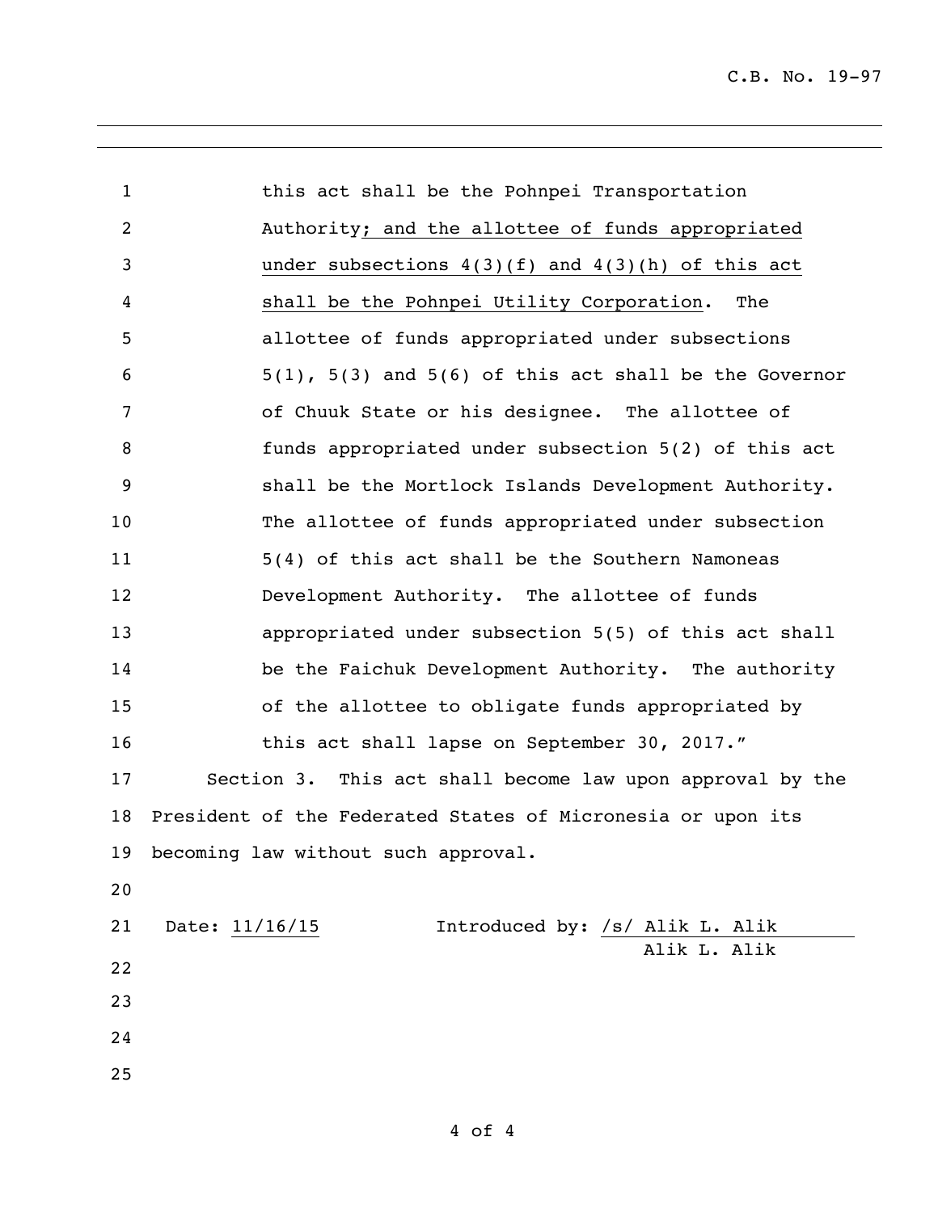this act shall be the Pohnpei Transportation Authority; and the allottee of funds appropriated under subsections 4(3)(f) and 4(3)(h) of this act shall be the Pohnpei Utility Corporation. The allottee of funds appropriated under subsections 5(1), 5(3) and 5(6) of this act shall be the Governor of Chuuk State or his designee. The allottee of funds appropriated under subsection 5(2) of this act shall be the Mortlock Islands Development Authority. The allottee of funds appropriated under subsection 5(4) of this act shall be the Southern Namoneas Development Authority. The allottee of funds appropriated under subsection 5(5) of this act shall be the Faichuk Development Authority. The authority of the allottee to obligate funds appropriated by this act shall lapse on September 30, 2017."

Section 3. This act shall become law upon approval by the President of the Federated States of Micronesia or upon its becoming law without such approval.

Date: 11/16/15

Introduced by: /s/ Alik L. Alik
Alik L. Alik